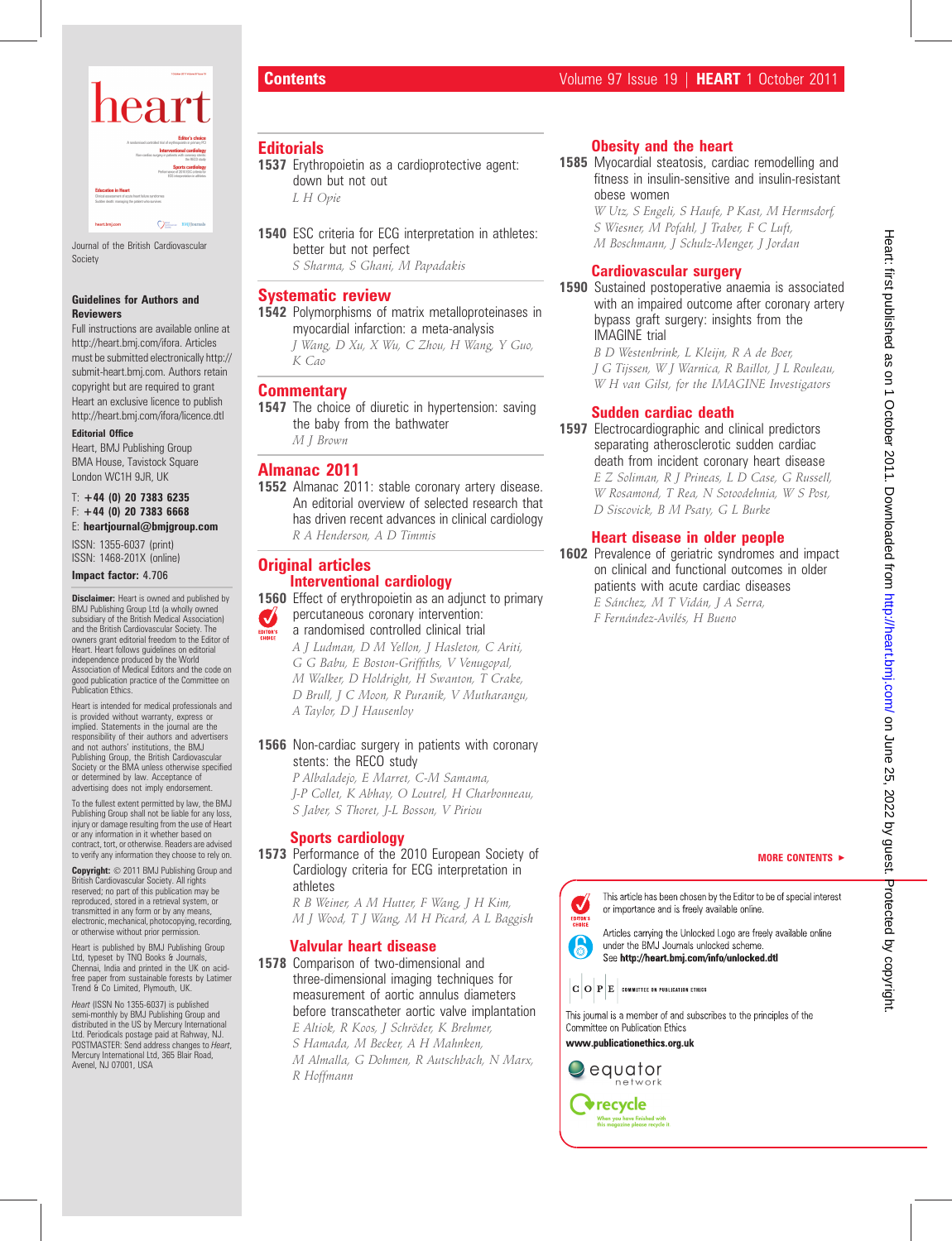# Contents

Volume 97 Issue 19 | **HEART** 1 October 2011

Journal of the British Cardiovascular Society

**Guidelines for Authors and Reviewers**

Full instructions are available online at http://heart.bmj.com/ifora. Articles must be submitted electronically http://submit-heart.bmj.com. Authors retain copyright but are required to grant Heart an exclusive licence to publish http://heart.bmj.com/ifora/licence.dtl

**Editorial Office**

Heart, BMJ Publishing Group
BMA House, Tavistock Square
London WC1H 9JR, UK

T: **+44 (0) 20 7383 6235**
F: **+44 (0) 20 7383 6668**
E: **heartjournal@bmjgroup.com**

ISSN: 1355-6037 (print)
ISSN: 1468-201X (online)

**Impact factor:** 4.706

**Disclaimer:** Heart is owned and published by BMJ Publishing Group Ltd (a wholly owned subsidiary of the British Medical Association) and the British Cardiovascular Society. The owners grant editorial freedom to the Editor of Heart. Heart follows guidelines on editorial independence produced by the World Association of Medical Editors and the code on good publication practice of the Committee on Publication Ethics.

Heart is intended for medical professionals and is provided without warranty, express or implied. Statements in the journal are the responsibility of their authors and advertisers and not authors' institutions, the BMJ Publishing Group, the British Cardiovascular Society or the BMA unless otherwise specified or determined by law. Acceptance of advertising does not imply endorsement.

To the fullest extent permitted by law, the BMJ Publishing Group shall not be liable for any loss, injury or damage resulting from the use of Heart or any information in it whether based on contract, tort, or otherwise. Readers are advised to verify any information they choose to rely on.

**Copyright:** © 2011 BMJ Publishing Group and British Cardiovascular Society. All rights reserved; no part of this publication may be reproduced, stored in a retrieval system, or transmitted in any form or by any means, electronic, mechanical, photocopying, recording, or otherwise without prior permission.

Heart is published by BMJ Publishing Group Ltd, typeset by TNQ Books & Journals, Chennai, India and printed in the UK on acid-free paper from sustainable forests by Latimer Trend & Co Limited, Plymouth, UK.

*Heart* (ISSN No 1355-6037) is published semi-monthly by BMJ Publishing Group and distributed in the US by Mercury International Ltd. Periodicals postage paid at Rahway, NJ. POSTMASTER: Send address changes to *Heart*, Mercury International Ltd, 365 Blair Road, Avenel, NJ 07001, USA

## Editorials

**1537** Erythropoietin as a cardioprotective agent: down but not out
*L H Opie*

**1540** ESC criteria for ECG interpretation in athletes: better but not perfect
*S Sharma, S Ghani, M Papadakis*

## Systematic review

**1542** Polymorphisms of matrix metalloproteinases in myocardial infarction: a meta-analysis
*J Wang, D Xu, X Wu, C Zhou, H Wang, Y Guo, K Cao*

## Commentary

**1547** The choice of diuretic in hypertension: saving the baby from the bathwater
*M J Brown*

## Almanac 2011

**1552** Almanac 2011: stable coronary artery disease. An editorial overview of selected research that has driven recent advances in clinical cardiology
*R A Henderson, A D Timmis*

## Original articles

### Interventional cardiology

**1560** Effect of erythropoietin as an adjunct to primary percutaneous coronary intervention: a randomised controlled clinical trial (EDITOR'S CHOICE)
*A J Ludman, D M Yellon, J Hasleton, C Ariti, G G Babu, E Boston-Griffiths, V Venugopal, M Walker, D Holdright, H Swanton, T Crake, D Brull, J C Moon, R Puranik, V Muthurangu, A Taylor, D J Hausenloy*

**1566** Non-cardiac surgery in patients with coronary stents: the RECO study
*P Albaladejo, E Marret, C-M Samama, J-P Collet, K Abhay, O Loutrel, H Charbonneau, S Jaber, S Thoret, J-L Bosson, V Piriou*

### Sports cardiology

**1573** Performance of the 2010 European Society of Cardiology criteria for ECG interpretation in athletes
*R B Weiner, A M Hutter, F Wang, J H Kim, M J Wood, T J Wang, M H Picard, A L Baggish*

### Valvular heart disease

**1578** Comparison of two-dimensional and three-dimensional imaging techniques for measurement of aortic annulus diameters before transcatheter aortic valve implantation
*E Altiok, R Koos, J Schröder, K Brehmer, S Hamada, M Becker, A H Mahnken, M Almalla, G Dohmen, R Autschbach, N Marx, R Hoffmann*

### Obesity and the heart

**1585** Myocardial steatosis, cardiac remodelling and fitness in insulin-sensitive and insulin-resistant obese women
*W Utz, S Engeli, S Haufe, P Kast, M Hermsdorf, S Wiesner, M Pofahl, J Traber, F C Luft, M Boschmann, J Schulz-Menger, J Jordan*

### Cardiovascular surgery

**1590** Sustained postoperative anaemia is associated with an impaired outcome after coronary artery bypass graft surgery: insights from the IMAGINE trial
*B D Westenbrink, L Kleijn, R A de Boer, J G Tijssen, W J Warnica, R Baillot, J L Rouleau, W H van Gilst, for the IMAGINE Investigators*

### Sudden cardiac death

**1597** Electrocardiographic and clinical predictors separating atherosclerotic sudden cardiac death from incident coronary heart disease
*E Z Soliman, R J Prineas, L D Case, G Russell, W Rosamond, T Rea, N Sotoodehnia, W S Post, D Siscovick, B M Psaty, G L Burke*

### Heart disease in older people

**1602** Prevalence of geriatric syndromes and impact on clinical and functional outcomes in older patients with acute cardiac diseases
*E Sánchez, M T Vidán, J A Serra, F Fernández-Avilés, H Bueno*

**MORE CONTENTS ►**

EDITOR'S CHOICE: This article has been chosen by the Editor to be of special interest or importance and is freely available online.

Articles carrying the Unlocked Logo are freely available online under the BMJ Journals unlocked scheme. See **http://heart.bmj.com/info/unlocked.dtl**

COPE — Committee on Publication Ethics

This journal is a member of and subscribes to the principles of the Committee on Publication Ethics

**www.publicationethics.org.uk**

equator network

recycle — When you have finished with this magazine please recycle it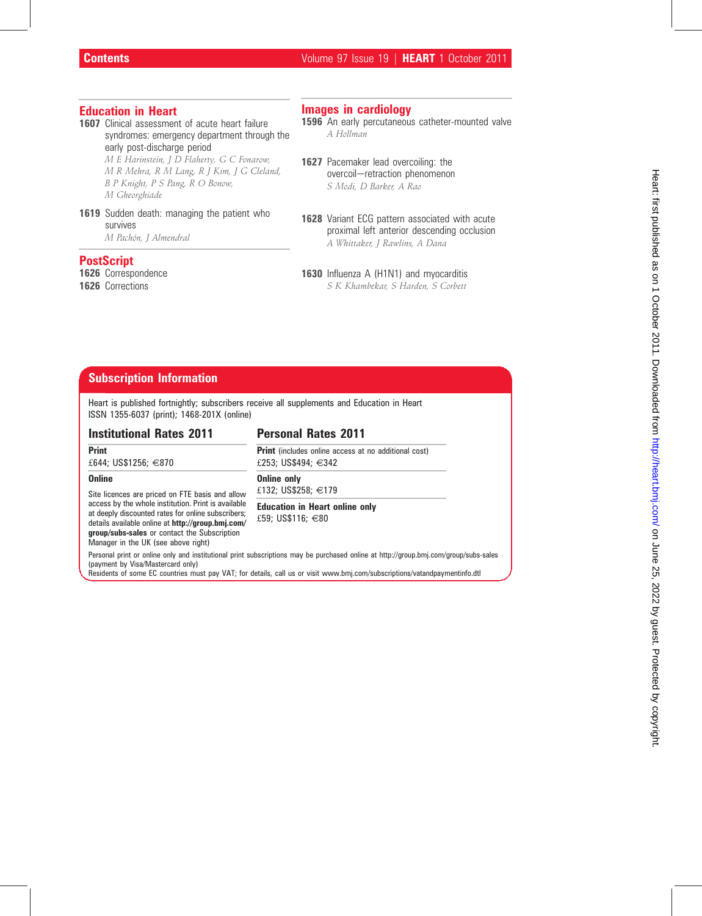## Education in Heart

**1607** Clinical assessment of acute heart failure syndromes: emergency department through the early post-discharge period
*M E Harinstein, J D Flaherty, G C Fonarow, M R Mehra, R M Lang, R J Kim, J G Cleland, B P Knight, P S Pang, R O Bonow, M Gheorghiade*

**1619** Sudden death: managing the patient who survives
*M Pachón, J Almendral*

## PostScript

**1626** Correspondence
**1626** Corrections

## Images in cardiology

**1596** An early percutaneous catheter-mounted valve
*A Hollman*

**1627** Pacemaker lead overcoiling: the overcoil—retraction phenomenon
*S Modi, D Barker, A Rao*

**1628** Variant ECG pattern associated with acute proximal left anterior descending occlusion
*A Whittaker, J Rawlins, A Dana*

**1630** Influenza A (H1N1) and myocarditis
*S K Khambekar, S Harden, S Corbett*

## Subscription Information

Heart is published fortnightly; subscribers receive all supplements and Education in Heart
ISSN 1355-6037 (print); 1468-201X (online)

### Institutional Rates 2011

**Print**
£644; US$1256; €870

**Online**

Site licences are priced on FTE basis and allow access by the whole institution. Print is available at deeply discounted rates for online subscribers; details available online at **http://group.bmj.com/group/subs-sales** or contact the Subscription Manager in the UK (see above right)

### Personal Rates 2011

**Print** (includes online access at no additional cost)
£253; US$494; €342

**Online only**
£132; US$258; €179

**Education in Heart online only**
£59; US$116; €80

Personal print or online only and institutional print subscriptions may be purchased online at http://group.bmj.com/group/subs-sales (payment by Visa/Mastercard only)
Residents of some EC countries must pay VAT; for details, call us or visit www.bmj.com/subscriptions/vatandpaymentinfo.dtl